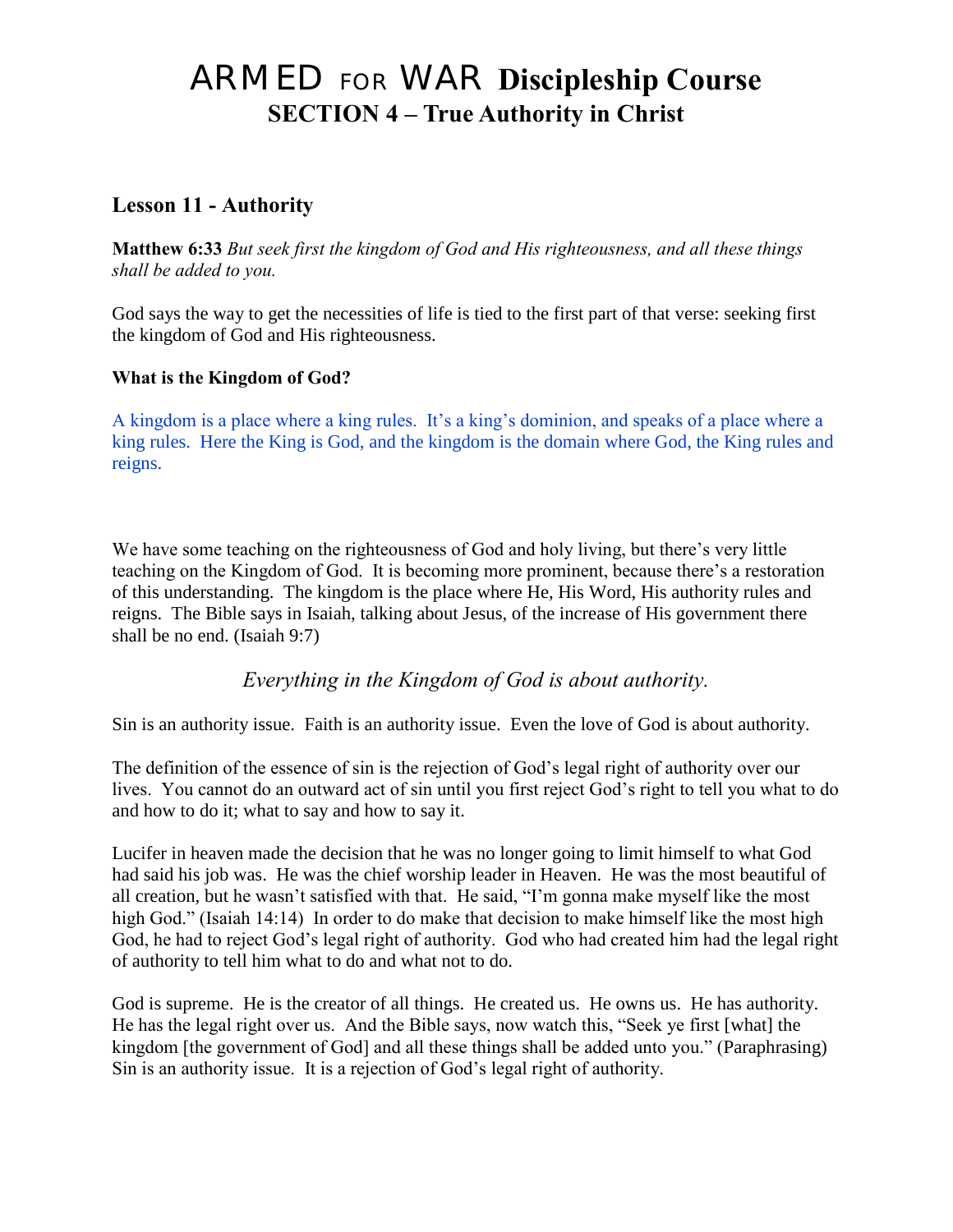# ARMED FOR WAR Discipleship Course
## SECTION 4 – True Authority in Christ

### Lesson 11 - Authority

**Matthew 6:33** *But seek first the kingdom of God and His righteousness, and all these things shall be added to you.*

God says the way to get the necessities of life is tied to the first part of that verse: seeking first the kingdom of God and His righteousness.

**What is the Kingdom of God?**

A kingdom is a place where a king rules. It's a king's dominion, and speaks of a place where a king rules. Here the King is God, and the kingdom is the domain where God, the King rules and reigns.

We have some teaching on the righteousness of God and holy living, but there's very little teaching on the Kingdom of God. It is becoming more prominent, because there's a restoration of this understanding. The kingdom is the place where He, His Word, His authority rules and reigns. The Bible says in Isaiah, talking about Jesus, of the increase of His government there shall be no end. (Isaiah 9:7)

*Everything in the Kingdom of God is about authority.*

Sin is an authority issue. Faith is an authority issue. Even the love of God is about authority.

The definition of the essence of sin is the rejection of God's legal right of authority over our lives. You cannot do an outward act of sin until you first reject God's right to tell you what to do and how to do it; what to say and how to say it.

Lucifer in heaven made the decision that he was no longer going to limit himself to what God had said his job was. He was the chief worship leader in Heaven. He was the most beautiful of all creation, but he wasn't satisfied with that. He said, "I'm gonna make myself like the most high God." (Isaiah 14:14) In order to do make that decision to make himself like the most high God, he had to reject God's legal right of authority. God who had created him had the legal right of authority to tell him what to do and what not to do.

God is supreme. He is the creator of all things. He created us. He owns us. He has authority. He has the legal right over us. And the Bible says, now watch this, "Seek ye first [what] the kingdom [the government of God] and all these things shall be added unto you." (Paraphrasing) Sin is an authority issue. It is a rejection of God's legal right of authority.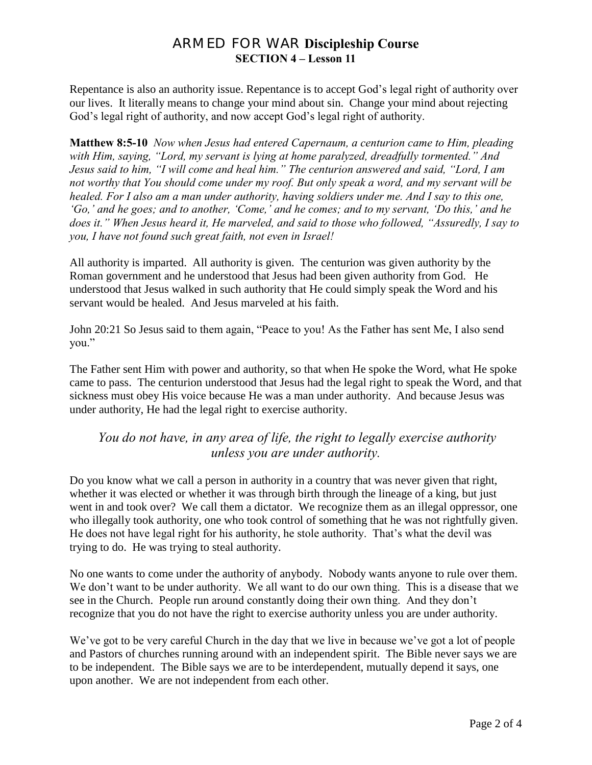Repentance is also an authority issue. Repentance is to accept God's legal right of authority over our lives. It literally means to change your mind about sin. Change your mind about rejecting God's legal right of authority, and now accept God's legal right of authority.

**Matthew 8:5-10** *Now when Jesus had entered Capernaum, a centurion came to Him, pleading with Him, saying, "Lord, my servant is lying at home paralyzed, dreadfully tormented." And Jesus said to him, "I will come and heal him." The centurion answered and said, "Lord, I am not worthy that You should come under my roof. But only speak a word, and my servant will be healed. For I also am a man under authority, having soldiers under me. And I say to this one, 'Go,' and he goes; and to another, 'Come,' and he comes; and to my servant, 'Do this,' and he does it." When Jesus heard it, He marveled, and said to those who followed, "Assuredly, I say to you, I have not found such great faith, not even in Israel!*

All authority is imparted. All authority is given. The centurion was given authority by the Roman government and he understood that Jesus had been given authority from God. He understood that Jesus walked in such authority that He could simply speak the Word and his servant would be healed. And Jesus marveled at his faith.

John 20:21 So Jesus said to them again, "Peace to you! As the Father has sent Me, I also send you."

The Father sent Him with power and authority, so that when He spoke the Word, what He spoke came to pass. The centurion understood that Jesus had the legal right to speak the Word, and that sickness must obey His voice because He was a man under authority. And because Jesus was under authority, He had the legal right to exercise authority.

*You do not have, in any area of life, the right to legally exercise authority unless you are under authority.*

Do you know what we call a person in authority in a country that was never given that right, whether it was elected or whether it was through birth through the lineage of a king, but just went in and took over? We call them a dictator. We recognize them as an illegal oppressor, one who illegally took authority, one who took control of something that he was not rightfully given. He does not have legal right for his authority, he stole authority. That's what the devil was trying to do. He was trying to steal authority.

No one wants to come under the authority of anybody. Nobody wants anyone to rule over them. We don't want to be under authority. We all want to do our own thing. This is a disease that we see in the Church. People run around constantly doing their own thing. And they don't recognize that you do not have the right to exercise authority unless you are under authority.

We've got to be very careful Church in the day that we live in because we've got a lot of people and Pastors of churches running around with an independent spirit. The Bible never says we are to be independent. The Bible says we are to be interdependent, mutually depend it says, one upon another. We are not independent from each other.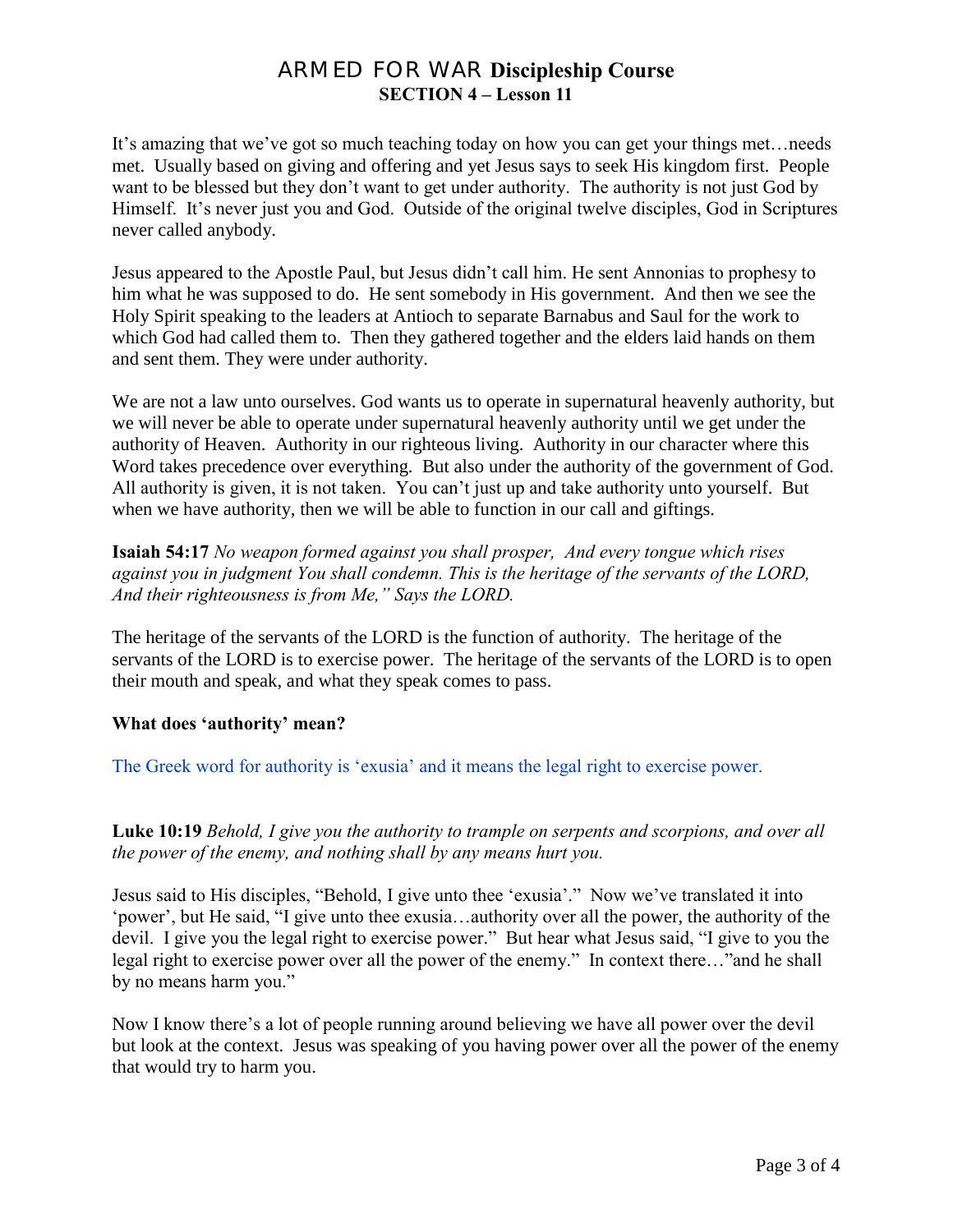It's amazing that we've got so much teaching today on how you can get your things met…needs met. Usually based on giving and offering and yet Jesus says to seek His kingdom first. People want to be blessed but they don't want to get under authority. The authority is not just God by Himself. It's never just you and God. Outside of the original twelve disciples, God in Scriptures never called anybody.

Jesus appeared to the Apostle Paul, but Jesus didn't call him. He sent Annonias to prophesy to him what he was supposed to do. He sent somebody in His government. And then we see the Holy Spirit speaking to the leaders at Antioch to separate Barnabus and Saul for the work to which God had called them to. Then they gathered together and the elders laid hands on them and sent them. They were under authority.

We are not a law unto ourselves. God wants us to operate in supernatural heavenly authority, but we will never be able to operate under supernatural heavenly authority until we get under the authority of Heaven. Authority in our righteous living. Authority in our character where this Word takes precedence over everything. But also under the authority of the government of God. All authority is given, it is not taken. You can't just up and take authority unto yourself. But when we have authority, then we will be able to function in our call and giftings.

**Isaiah 54:17** *No weapon formed against you shall prosper, And every tongue which rises against you in judgment You shall condemn. This is the heritage of the servants of the LORD, And their righteousness is from Me," Says the LORD.*

The heritage of the servants of the LORD is the function of authority. The heritage of the servants of the LORD is to exercise power. The heritage of the servants of the LORD is to open their mouth and speak, and what they speak comes to pass.

**What does 'authority' mean?**

The Greek word for authority is 'exusia' and it means the legal right to exercise power.

**Luke 10:19** *Behold, I give you the authority to trample on serpents and scorpions, and over all the power of the enemy, and nothing shall by any means hurt you.*

Jesus said to His disciples, "Behold, I give unto thee 'exusia'." Now we've translated it into 'power', but He said, "I give unto thee exusia…authority over all the power, the authority of the devil. I give you the legal right to exercise power." But hear what Jesus said, "I give to you the legal right to exercise power over all the power of the enemy." In context there…"and he shall by no means harm you."

Now I know there's a lot of people running around believing we have all power over the devil but look at the context. Jesus was speaking of you having power over all the power of the enemy that would try to harm you.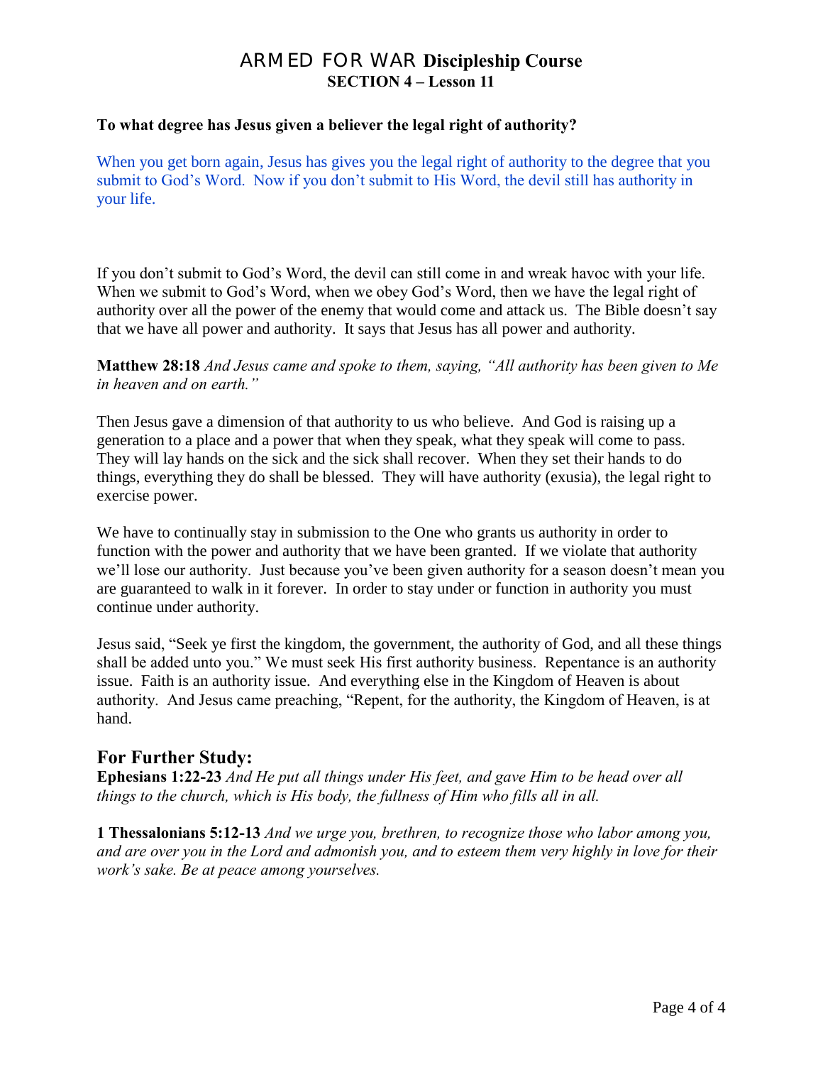# ARMED FOR WAR Discipleship Course
## SECTION 4 – Lesson 11

**To what degree has Jesus given a believer the legal right of authority?**

When you get born again, Jesus has gives you the legal right of authority to the degree that you submit to God's Word. Now if you don't submit to His Word, the devil still has authority in your life.

If you don't submit to God's Word, the devil can still come in and wreak havoc with your life. When we submit to God's Word, when we obey God's Word, then we have the legal right of authority over all the power of the enemy that would come and attack us. The Bible doesn't say that we have all power and authority. It says that Jesus has all power and authority.

**Matthew 28:18** *And Jesus came and spoke to them, saying, "All authority has been given to Me in heaven and on earth."*

Then Jesus gave a dimension of that authority to us who believe. And God is raising up a generation to a place and a power that when they speak, what they speak will come to pass. They will lay hands on the sick and the sick shall recover. When they set their hands to do things, everything they do shall be blessed. They will have authority (exusia), the legal right to exercise power.

We have to continually stay in submission to the One who grants us authority in order to function with the power and authority that we have been granted. If we violate that authority we'll lose our authority. Just because you've been given authority for a season doesn't mean you are guaranteed to walk in it forever. In order to stay under or function in authority you must continue under authority.

Jesus said, "Seek ye first the kingdom, the government, the authority of God, and all these things shall be added unto you." We must seek His first authority business. Repentance is an authority issue. Faith is an authority issue. And everything else in the Kingdom of Heaven is about authority. And Jesus came preaching, "Repent, for the authority, the Kingdom of Heaven, is at hand.

## For Further Study:

**Ephesians 1:22-23** *And He put all things under His feet, and gave Him to be head over all things to the church, which is His body, the fullness of Him who fills all in all.*

**1 Thessalonians 5:12-13** *And we urge you, brethren, to recognize those who labor among you, and are over you in the Lord and admonish you, and to esteem them very highly in love for their work's sake. Be at peace among yourselves.*